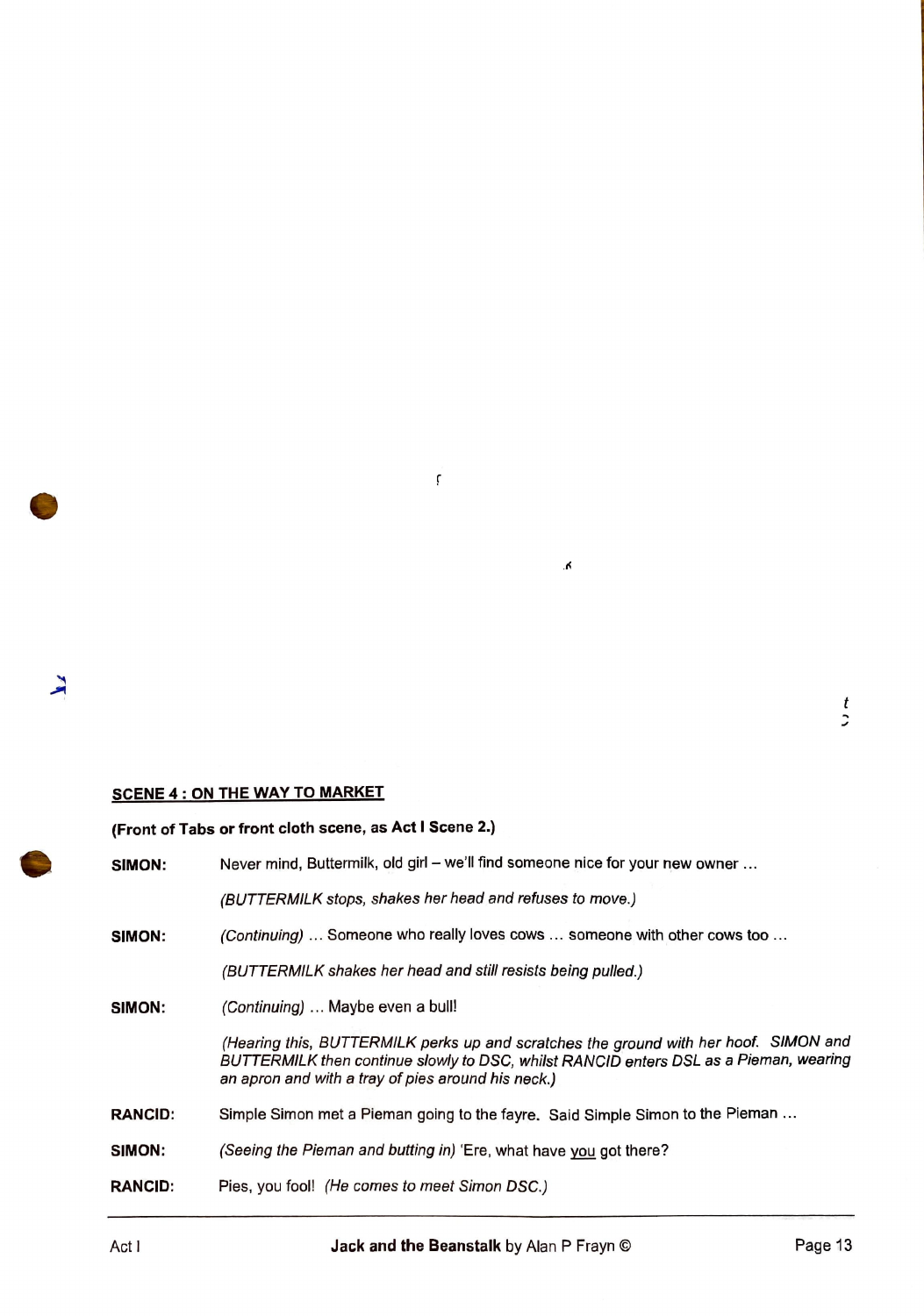## SCENE 4 : ON THE WAY TO MARKET

**(Front of Tabs or front cloth scene, as Act I Scene 2.)**

**SIMON:** Never mind, Buttermilk, old girl – we'll find someone nice for your new owner …

*(BUTTERMILK stops, shakes her head and refuses to move.)*

**SIMON:** *(Continuing)* … Someone who really loves cows … someone with other cows too …

*(BUTTERMILK shakes her head and still resists being pulled.)*

**SIMON:** *(Continuing)* … Maybe even a bull!

*(Hearing this, BUTTERMILK perks up and scratches the ground with her hoof. SIMON and BUTTERMILK then continue slowly to DSC, whilst RANCID enters DSL as a Pieman, wearing an apron and with a tray of pies around his neck.)*

**RANCID:** Simple Simon met a Pieman going to the fayre. Said Simple Simon to the Pieman …

**SIMON:** *(Seeing the Pieman and butting in)* 'Ere, what have you got there?

**RANCID:** Pies, you fool! *(He comes to meet Simon DSC.)*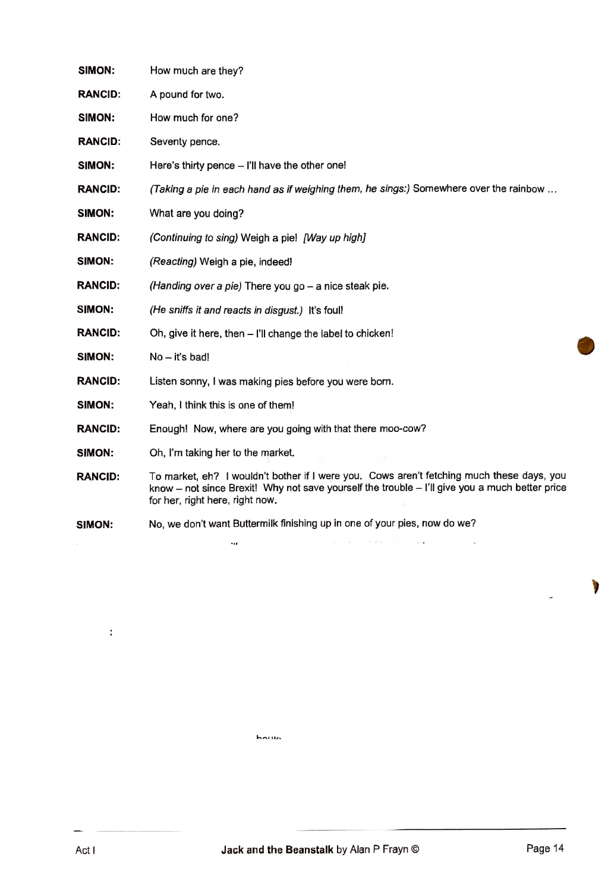**SIMON:** How much are they?

**RANCID:** A pound for two.

**SIMON:** How much for one?

**RANCID:** Seventy pence.

**SIMON:** Here's thirty pence – I'll have the other one!

**RANCID:** *(Taking a pie in each hand as if weighing them, he sings:)* Somewhere over the rainbow …

**SIMON:** What are you doing?

**RANCID:** *(Continuing to sing)* Weigh a pie! *[Way up high]*

**SIMON:** *(Reacting)* Weigh a pie, indeed!

**RANCID:** *(Handing over a pie)* There you go – a nice steak pie.

**SIMON:** *(He sniffs it and reacts in disgust.)* It's foul!

**RANCID:** Oh, give it here, then – I'll change the label to chicken!

**SIMON:** No – it's bad!

**RANCID:** Listen sonny, I was making pies before you were born.

**SIMON:** Yeah, I think this is one of them!

**RANCID:** Enough! Now, where are you going with that there moo-cow?

**SIMON:** Oh, I'm taking her to the market.

**RANCID:** To market, eh? I wouldn't bother if I were you. Cows aren't fetching much these days, you know – not since Brexit! Why not save yourself the trouble – I'll give you a much better price for her, right here, right now.

**SIMON:** No, we don't want Buttermilk finishing up in one of your pies, now do we?